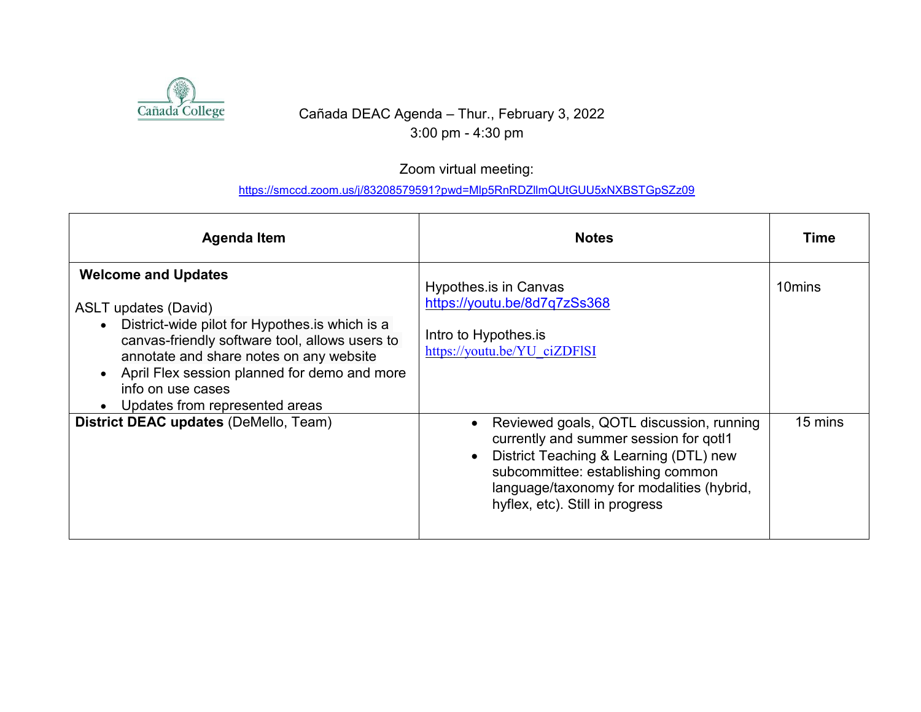Cañada College

# Cañada DEAC Agenda – Thur., February 3, 2022
3:00 pm - 4:30 pm

Zoom virtual meeting:
https://smccd.zoom.us/j/83208579591?pwd=Mlp5RnRDZllmQUtGUU5xNXBSTGpSZz09

| Agenda Item | Notes | Time |
|---|---|---|
| **Welcome and Updates**<br><br>ASLT updates (David)<br>• District-wide pilot for Hypothes.is which is a canvas-friendly software tool, allows users to annotate and share notes on any website<br>• April Flex session planned for demo and more info on use cases<br>• Updates from represented areas | Hypothes.is in Canvas<br>https://youtu.be/8d7q7zSs368<br><br>Intro to Hypothes.is<br>https://youtu.be/YU_ciZDFlSI | 10mins |
| **District DEAC updates** (DeMello, Team) | • Reviewed goals, QOTL discussion, running currently and summer session for qotl1<br>• District Teaching & Learning (DTL) new subcommittee: establishing common language/taxonomy for modalities (hybrid, hyflex, etc). Still in progress | 15 mins |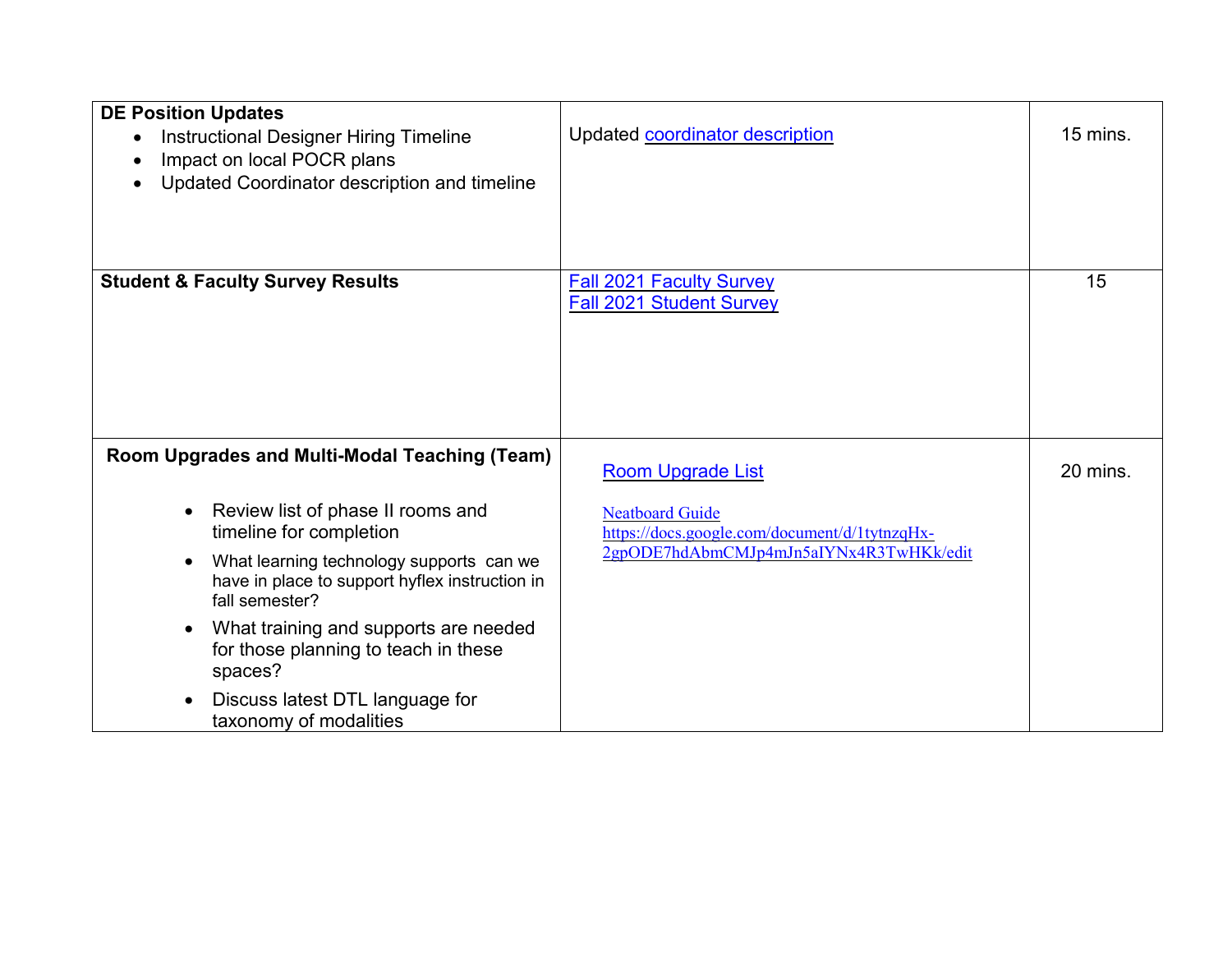| | | |
|---|---|---|
| **DE Position Updates**<br>• Instructional Designer Hiring Timeline<br>• Impact on local POCR plans<br>• Updated Coordinator description and timeline | Updated coordinator description | 15 mins. |
| **Student & Faculty Survey Results** | Fall 2021 Faculty Survey<br>Fall 2021 Student Survey | 15 |
| **Room Upgrades and Multi-Modal Teaching (Team)**<br>• Review list of phase II rooms and timeline for completion<br>• What learning technology supports can we have in place to support hyflex instruction in fall semester?<br>• What training and supports are needed for those planning to teach in these spaces?<br>• Discuss latest DTL language for taxonomy of modalities | Room Upgrade List<br><br>Neatboard Guide<br>https://docs.google.com/document/d/1tytnzqHx-2gpODE7hdAbmCMJp4mJn5aIYNx4R3TwHKk/edit | 20 mins. |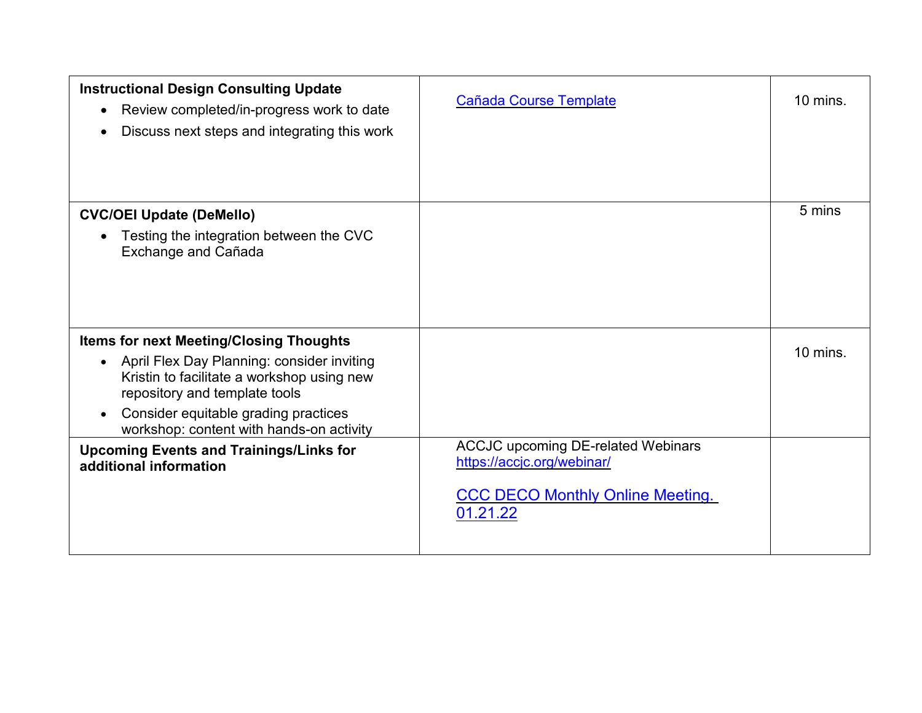| | | |
|---|---|---|
| **Instructional Design Consulting Update**<br>• Review completed/in-progress work to date<br>• Discuss next steps and integrating this work | Cañada Course Template | 10 mins. |
| **CVC/OEI Update (DeMello)**<br>• Testing the integration between the CVC Exchange and Cañada | | 5 mins |
| **Items for next Meeting/Closing Thoughts**<br>• April Flex Day Planning: consider inviting Kristin to facilitate a workshop using new repository and template tools<br>• Consider equitable grading practices workshop: content with hands-on activity | | 10 mins. |
| **Upcoming Events and Trainings/Links for additional information** | ACCJC upcoming DE-related Webinars https://accjc.org/webinar/<br><br>CCC DECO Monthly Online Meeting. 01.21.22 | |